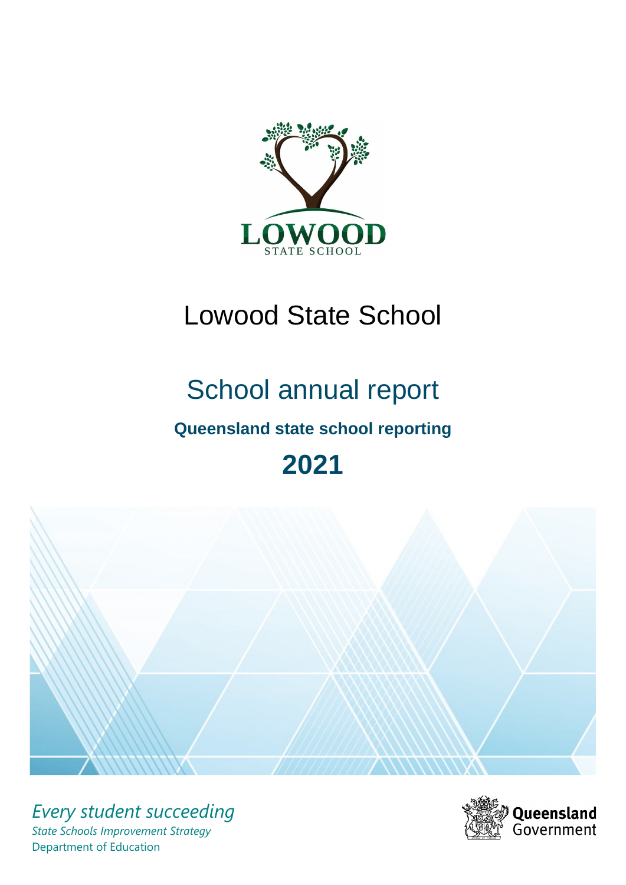# Lowood State School

## School annual report

### Queensland state school reporting

## 2021

*Every student succeeding*

*State Schools Improvement Strategy*

Department of Education

Queensland Government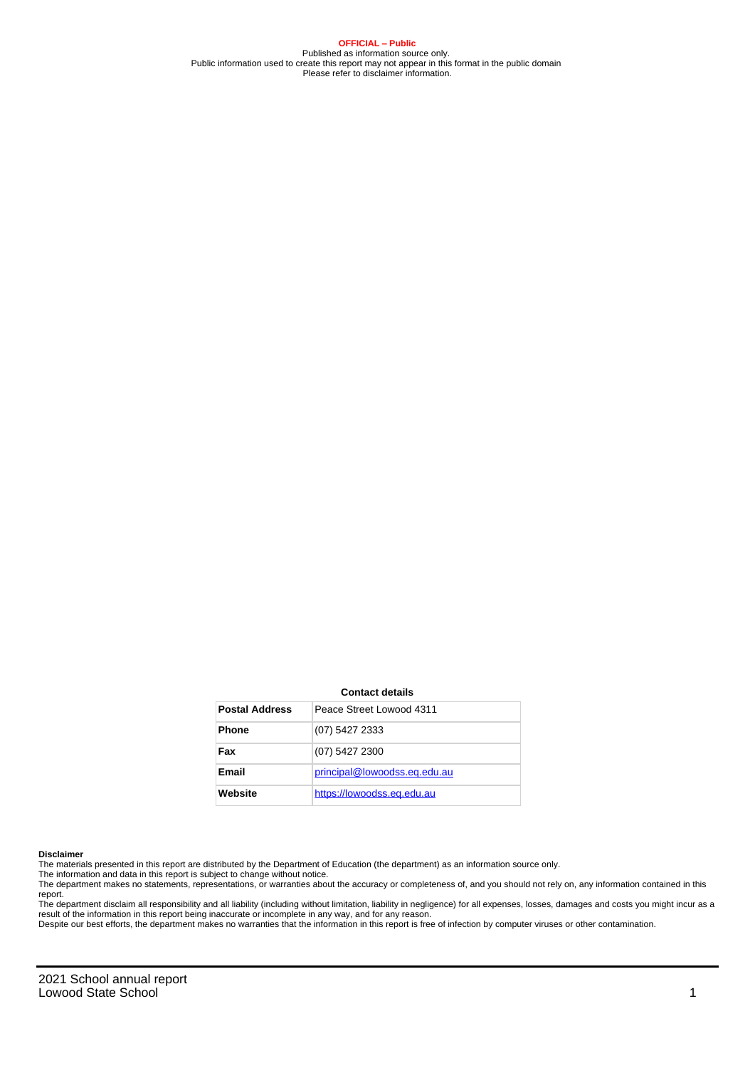**OFFICIAL – Public**
Published as information source only.
Public information used to create this report may not appear in this format in the public domain
Please refer to disclaimer information.

**Contact details**

| | |
|---|---|
| **Postal Address** | Peace Street Lowood 4311 |
| **Phone** | (07) 5427 2333 |
| **Fax** | (07) 5427 2300 |
| **Email** | principal@lowoodss.eq.edu.au |
| **Website** | https://lowoodss.eq.edu.au |

**Disclaimer**

The materials presented in this report are distributed by the Department of Education (the department) as an information source only.

The information and data in this report is subject to change without notice.

The department makes no statements, representations, or warranties about the accuracy or completeness of, and you should not rely on, any information contained in this report.

The department disclaim all responsibility and all liability (including without limitation, liability in negligence) for all expenses, losses, damages and costs you might incur as a result of the information in this report being inaccurate or incomplete in any way, and for any reason.

Despite our best efforts, the department makes no warranties that the information in this report is free of infection by computer viruses or other contamination.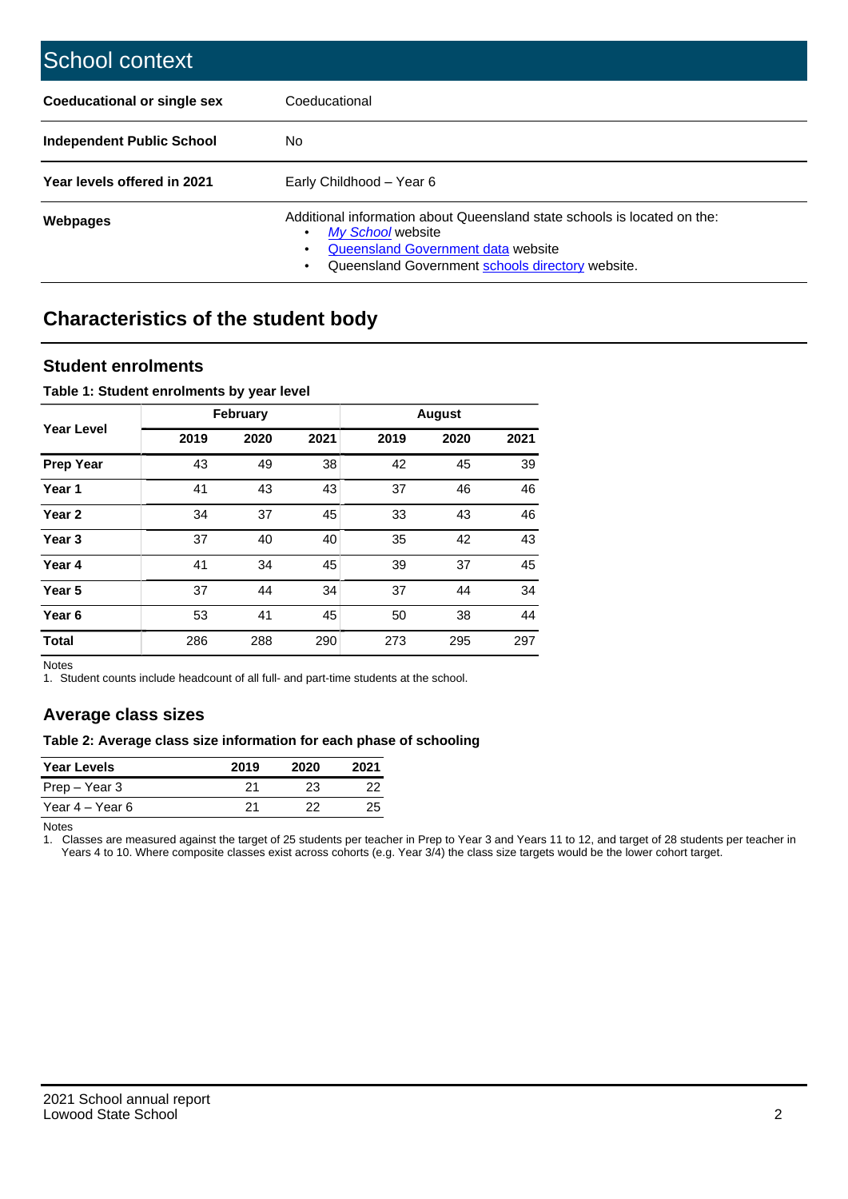# School context

| | |
|---|---|
| **Coeducational or single sex** | Coeducational |
| **Independent Public School** | No |
| **Year levels offered in 2021** | Early Childhood – Year 6 |
| **Webpages** | Additional information about Queensland state schools is located on the:<br>• *My School* website<br>• Queensland Government data website<br>• Queensland Government schools directory website. |

## Characteristics of the student body

### Student enrolments

**Table 1: Student enrolments by year level**

| Year Level | February | | | August | | |
|---|---|---|---|---|---|---|
| | 2019 | 2020 | 2021 | 2019 | 2020 | 2021 |
| **Prep Year** | 43 | 49 | 38 | 42 | 45 | 39 |
| **Year 1** | 41 | 43 | 43 | 37 | 46 | 46 |
| **Year 2** | 34 | 37 | 45 | 33 | 43 | 46 |
| **Year 3** | 37 | 40 | 40 | 35 | 42 | 43 |
| **Year 4** | 41 | 34 | 45 | 39 | 37 | 45 |
| **Year 5** | 37 | 44 | 34 | 37 | 44 | 34 |
| **Year 6** | 53 | 41 | 45 | 50 | 38 | 44 |
| **Total** | 286 | 288 | 290 | 273 | 295 | 297 |

Notes

1. Student counts include headcount of all full- and part-time students at the school.

### Average class sizes

**Table 2: Average class size information for each phase of schooling**

| Year Levels | 2019 | 2020 | 2021 |
|---|---|---|---|
| Prep – Year 3 | 21 | 23 | 22 |
| Year 4 – Year 6 | 21 | 22 | 25 |

Notes

1. Classes are measured against the target of 25 students per teacher in Prep to Year 3 and Years 11 to 12, and target of 28 students per teacher in Years 4 to 10. Where composite classes exist across cohorts (e.g. Year 3/4) the class size targets would be the lower cohort target.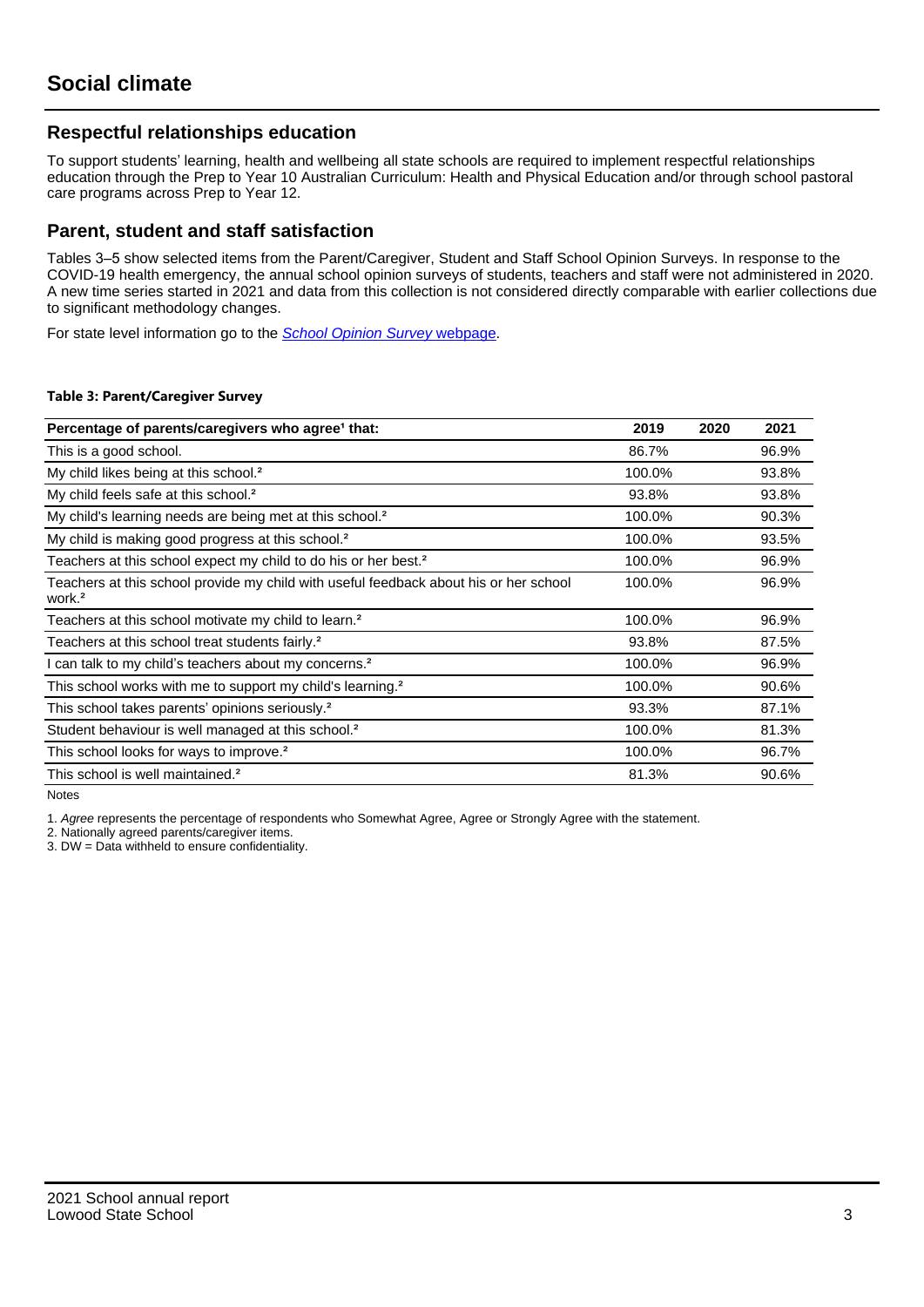# Social climate

## Respectful relationships education

To support students' learning, health and wellbeing all state schools are required to implement respectful relationships education through the Prep to Year 10 Australian Curriculum: Health and Physical Education and/or through school pastoral care programs across Prep to Year 12.

## Parent, student and staff satisfaction

Tables 3–5 show selected items from the Parent/Caregiver, Student and Staff School Opinion Surveys. In response to the COVID-19 health emergency, the annual school opinion surveys of students, teachers and staff were not administered in 2020. A new time series started in 2021 and data from this collection is not considered directly comparable with earlier collections due to significant methodology changes.

For state level information go to the *School Opinion Survey* webpage.

**Table 3: Parent/Caregiver Survey**

| Percentage of parents/caregivers who agree[1] that: | 2019 | 2020 | 2021 |
|---|---|---|---|
| This is a good school. | 86.7% | | 96.9% |
| My child likes being at this school.[2] | 100.0% | | 93.8% |
| My child feels safe at this school.[2] | 93.8% | | 93.8% |
| My child's learning needs are being met at this school.[2] | 100.0% | | 90.3% |
| My child is making good progress at this school.[2] | 100.0% | | 93.5% |
| Teachers at this school expect my child to do his or her best.[2] | 100.0% | | 96.9% |
| Teachers at this school provide my child with useful feedback about his or her school work.[2] | 100.0% | | 96.9% |
| Teachers at this school motivate my child to learn.[2] | 100.0% | | 96.9% |
| Teachers at this school treat students fairly.[2] | 93.8% | | 87.5% |
| I can talk to my child's teachers about my concerns.[2] | 100.0% | | 96.9% |
| This school works with me to support my child's learning.[2] | 100.0% | | 90.6% |
| This school takes parents' opinions seriously.[2] | 93.3% | | 87.1% |
| Student behaviour is well managed at this school.[2] | 100.0% | | 81.3% |
| This school looks for ways to improve.[2] | 100.0% | | 96.7% |
| This school is well maintained.[2] | 81.3% | | 90.6% |

Notes

1. *Agree* represents the percentage of respondents who Somewhat Agree, Agree or Strongly Agree with the statement.
2. Nationally agreed parents/caregiver items.
3. DW = Data withheld to ensure confidentiality.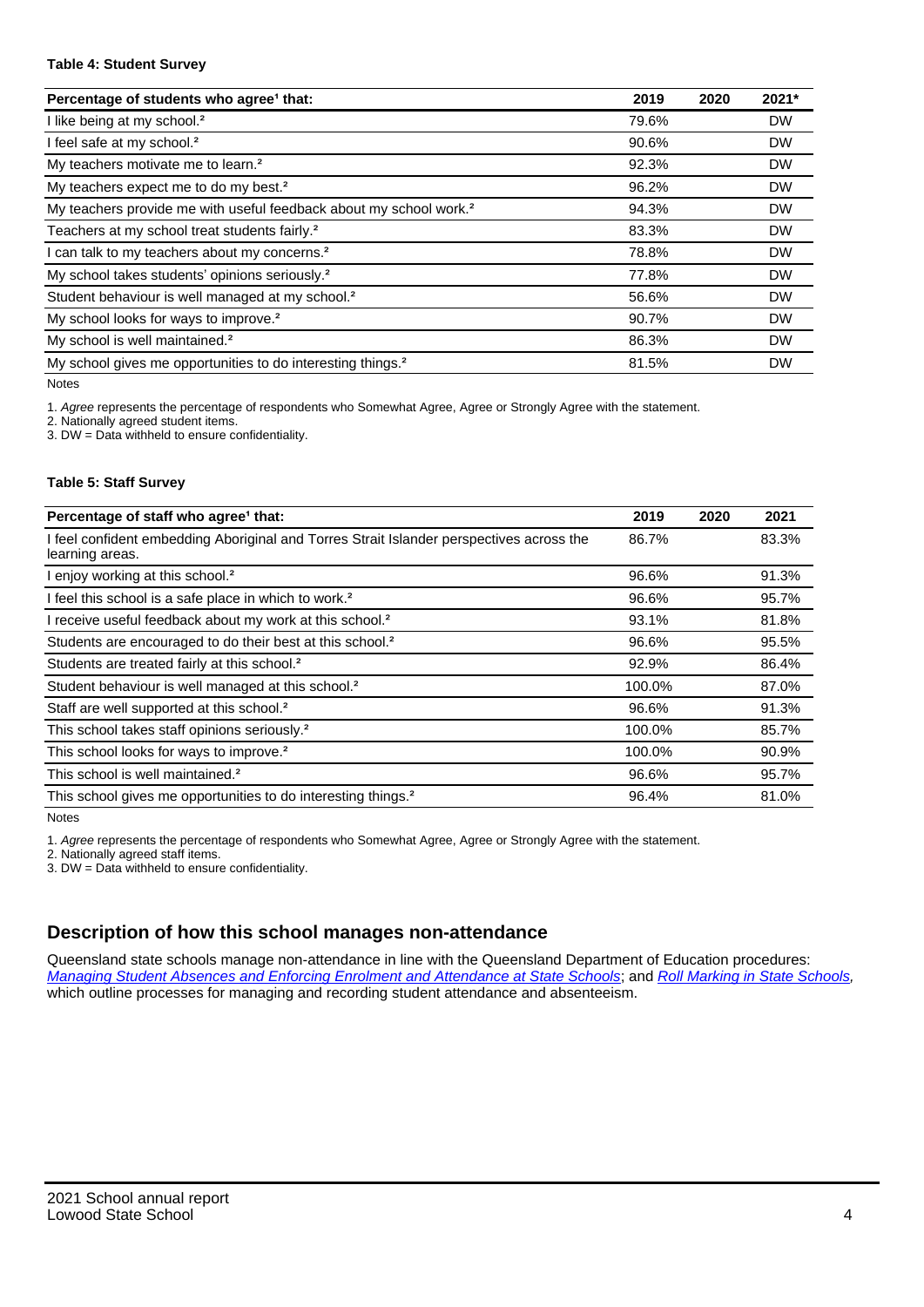**Table 4: Student Survey**

| Percentage of students who agree[1] that: | 2019 | 2020 | 2021* |
|---|---|---|---|
| I like being at my school.[2] | 79.6% | | DW |
| I feel safe at my school.[2] | 90.6% | | DW |
| My teachers motivate me to learn.[2] | 92.3% | | DW |
| My teachers expect me to do my best.[2] | 96.2% | | DW |
| My teachers provide me with useful feedback about my school work.[2] | 94.3% | | DW |
| Teachers at my school treat students fairly.[2] | 83.3% | | DW |
| I can talk to my teachers about my concerns.[2] | 78.8% | | DW |
| My school takes students' opinions seriously.[2] | 77.8% | | DW |
| Student behaviour is well managed at my school.[2] | 56.6% | | DW |
| My school looks for ways to improve.[2] | 90.7% | | DW |
| My school is well maintained.[2] | 86.3% | | DW |
| My school gives me opportunities to do interesting things.[2] | 81.5% | | DW |

Notes

1. *Agree* represents the percentage of respondents who Somewhat Agree, Agree or Strongly Agree with the statement.
2. Nationally agreed student items.
3. DW = Data withheld to ensure confidentiality.

**Table 5: Staff Survey**

| Percentage of staff who agree[1] that: | 2019 | 2020 | 2021 |
|---|---|---|---|
| I feel confident embedding Aboriginal and Torres Strait Islander perspectives across the learning areas. | 86.7% | | 83.3% |
| I enjoy working at this school.[2] | 96.6% | | 91.3% |
| I feel this school is a safe place in which to work.[2] | 96.6% | | 95.7% |
| I receive useful feedback about my work at this school.[2] | 93.1% | | 81.8% |
| Students are encouraged to do their best at this school.[2] | 96.6% | | 95.5% |
| Students are treated fairly at this school.[2] | 92.9% | | 86.4% |
| Student behaviour is well managed at this school.[2] | 100.0% | | 87.0% |
| Staff are well supported at this school.[2] | 96.6% | | 91.3% |
| This school takes staff opinions seriously.[2] | 100.0% | | 85.7% |
| This school looks for ways to improve.[2] | 100.0% | | 90.9% |
| This school is well maintained.[2] | 96.6% | | 95.7% |
| This school gives me opportunities to do interesting things.[2] | 96.4% | | 81.0% |

Notes

1. *Agree* represents the percentage of respondents who Somewhat Agree, Agree or Strongly Agree with the statement.
2. Nationally agreed staff items.
3. DW = Data withheld to ensure confidentiality.

## Description of how this school manages non-attendance

Queensland state schools manage non-attendance in line with the Queensland Department of Education procedures: *Managing Student Absences and Enforcing Enrolment and Attendance at State Schools*; and *Roll Marking in State Schools*, which outline processes for managing and recording student attendance and absenteeism.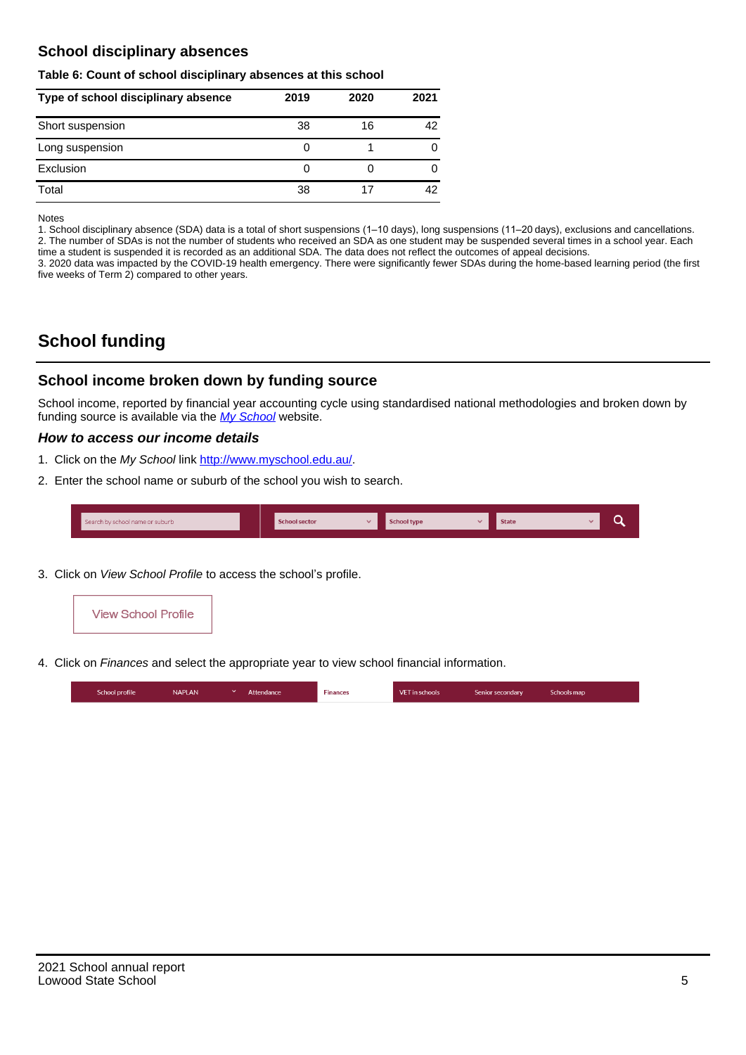## School disciplinary absences

**Table 6: Count of school disciplinary absences at this school**

| Type of school disciplinary absence | 2019 | 2020 | 2021 |
|---|---|---|---|
| Short suspension | 38 | 16 | 42 |
| Long suspension | 0 | 1 | 0 |
| Exclusion | 0 | 0 | 0 |
| Total | 38 | 17 | 42 |

Notes

1. School disciplinary absence (SDA) data is a total of short suspensions (1–10 days), long suspensions (11–20 days), exclusions and cancellations.
2. The number of SDAs is not the number of students who received an SDA as one student may be suspended several times in a school year. Each time a student is suspended it is recorded as an additional SDA. The data does not reflect the outcomes of appeal decisions.
3. 2020 data was impacted by the COVID-19 health emergency. There were significantly fewer SDAs during the home-based learning period (the first five weeks of Term 2) compared to other years.

# School funding

## School income broken down by funding source

School income, reported by financial year accounting cycle using standardised national methodologies and broken down by funding source is available via the *My School* website.

### *How to access our income details*

1. Click on the *My School* link http://www.myschool.edu.au/.
2. Enter the school name or suburb of the school you wish to search.

Search by school name or suburb | School sector | School type | State

3. Click on *View School Profile* to access the school's profile.

View School Profile

4. Click on *Finances* and select the appropriate year to view school financial information.

School profile | NAPLAN | Attendance | Finances | VET in schools | Senior secondary | Schools map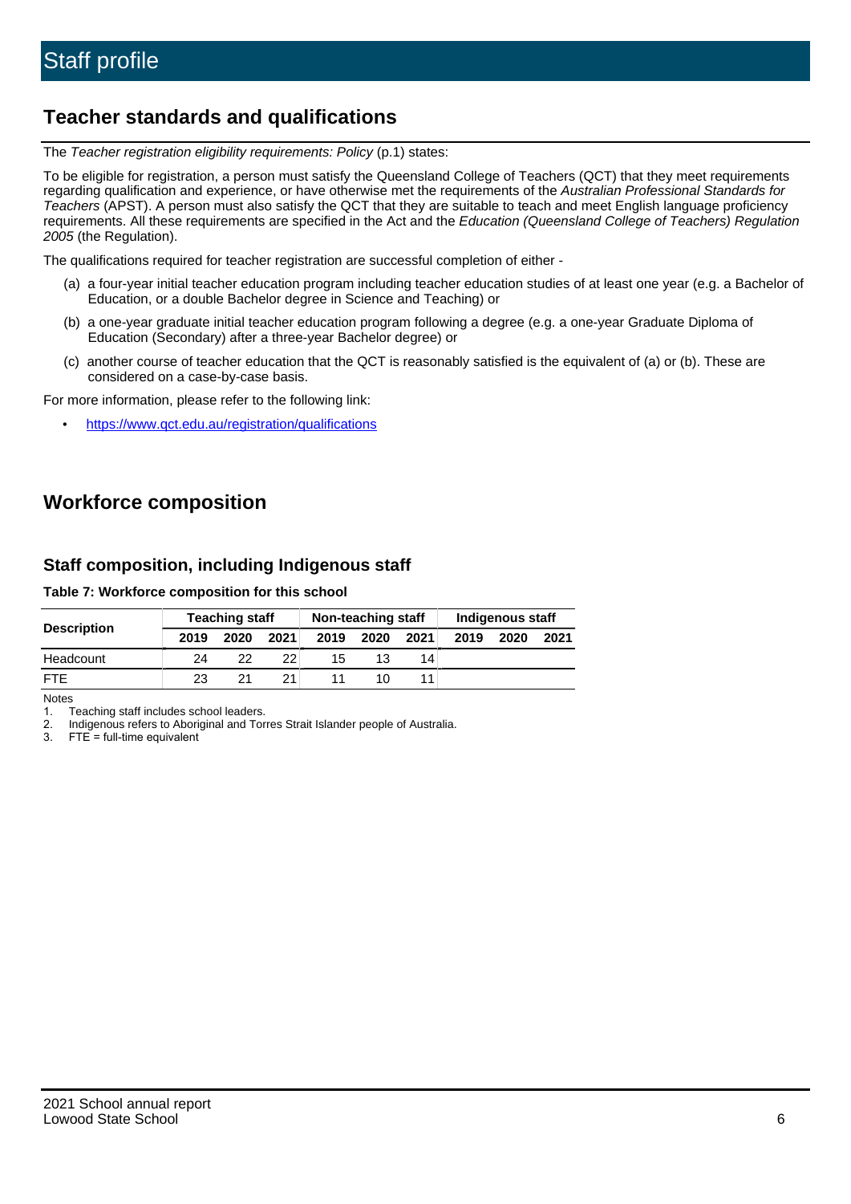# Staff profile

## Teacher standards and qualifications

The *Teacher registration eligibility requirements: Policy* (p.1) states:

To be eligible for registration, a person must satisfy the Queensland College of Teachers (QCT) that they meet requirements regarding qualification and experience, or have otherwise met the requirements of the *Australian Professional Standards for Teachers* (APST). A person must also satisfy the QCT that they are suitable to teach and meet English language proficiency requirements. All these requirements are specified in the Act and the *Education (Queensland College of Teachers) Regulation 2005* (the Regulation).

The qualifications required for teacher registration are successful completion of either -

(a) a four-year initial teacher education program including teacher education studies of at least one year (e.g. a Bachelor of Education, or a double Bachelor degree in Science and Teaching) or

(b) a one-year graduate initial teacher education program following a degree (e.g. a one-year Graduate Diploma of Education (Secondary) after a three-year Bachelor degree) or

(c) another course of teacher education that the QCT is reasonably satisfied is the equivalent of (a) or (b). These are considered on a case-by-case basis.

For more information, please refer to the following link:

- https://www.qct.edu.au/registration/qualifications

## Workforce composition

### Staff composition, including Indigenous staff

**Table 7: Workforce composition for this school**

| Description | Teaching staff | | | Non-teaching staff | | | Indigenous staff | | |
|---|---|---|---|---|---|---|---|---|---|
| | 2019 | 2020 | 2021 | 2019 | 2020 | 2021 | 2019 | 2020 | 2021 |
| Headcount | 24 | 22 | 22 | 15 | 13 | 14 | | | |
| FTE | 23 | 21 | 21 | 11 | 10 | 11 | | | |

Notes
1. Teaching staff includes school leaders.
2. Indigenous refers to Aboriginal and Torres Strait Islander people of Australia.
3. FTE = full-time equivalent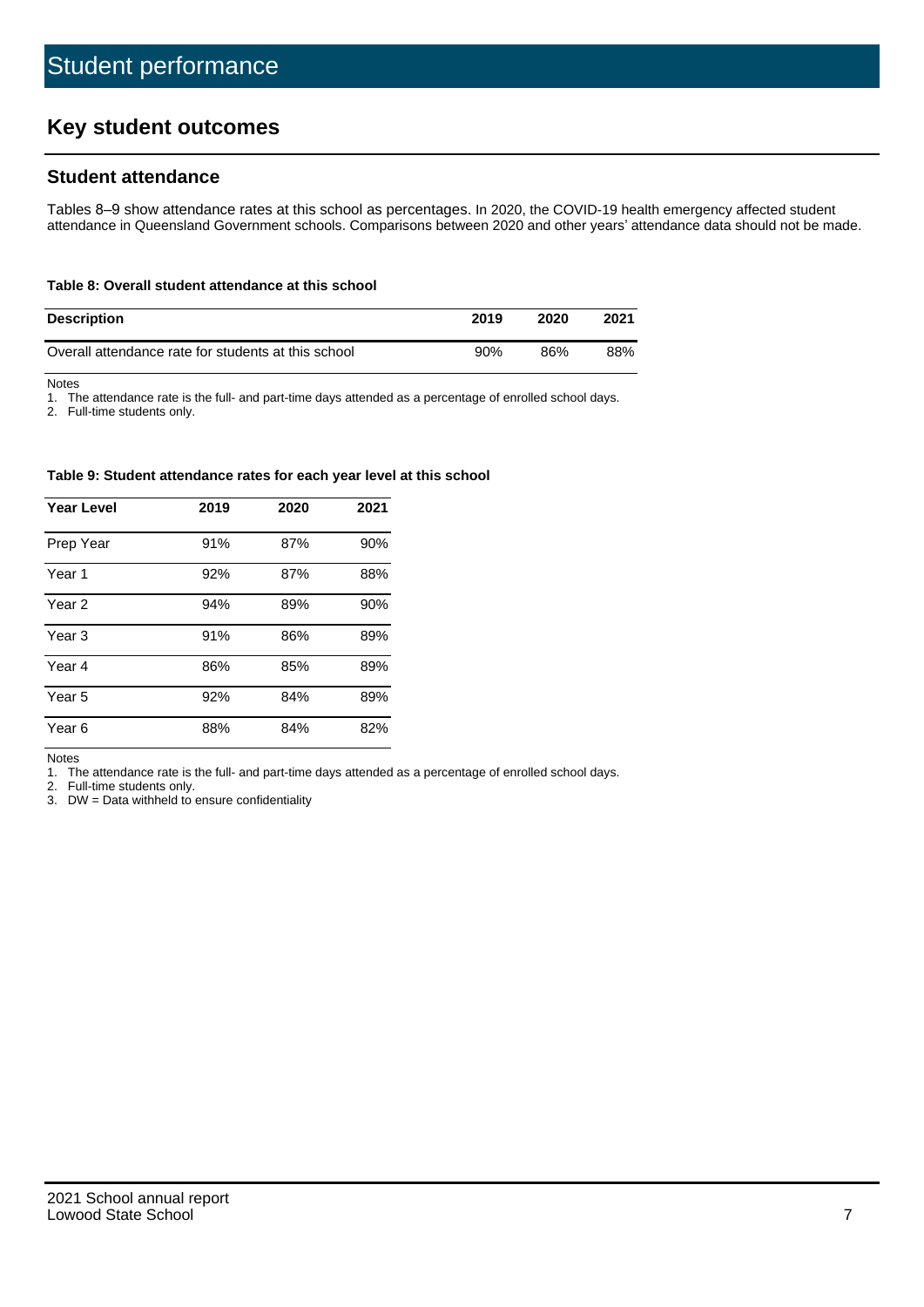# Student performance

## Key student outcomes

### Student attendance

Tables 8–9 show attendance rates at this school as percentages. In 2020, the COVID-19 health emergency affected student attendance in Queensland Government schools. Comparisons between 2020 and other years' attendance data should not be made.

**Table 8: Overall student attendance at this school**

| Description | 2019 | 2020 | 2021 |
|---|---|---|---|
| Overall attendance rate for students at this school | 90% | 86% | 88% |

Notes

1. The attendance rate is the full- and part-time days attended as a percentage of enrolled school days.
2. Full-time students only.

**Table 9: Student attendance rates for each year level at this school**

| Year Level | 2019 | 2020 | 2021 |
|---|---|---|---|
| Prep Year | 91% | 87% | 90% |
| Year 1 | 92% | 87% | 88% |
| Year 2 | 94% | 89% | 90% |
| Year 3 | 91% | 86% | 89% |
| Year 4 | 86% | 85% | 89% |
| Year 5 | 92% | 84% | 89% |
| Year 6 | 88% | 84% | 82% |

Notes

1. The attendance rate is the full- and part-time days attended as a percentage of enrolled school days.
2. Full-time students only.
3. DW = Data withheld to ensure confidentiality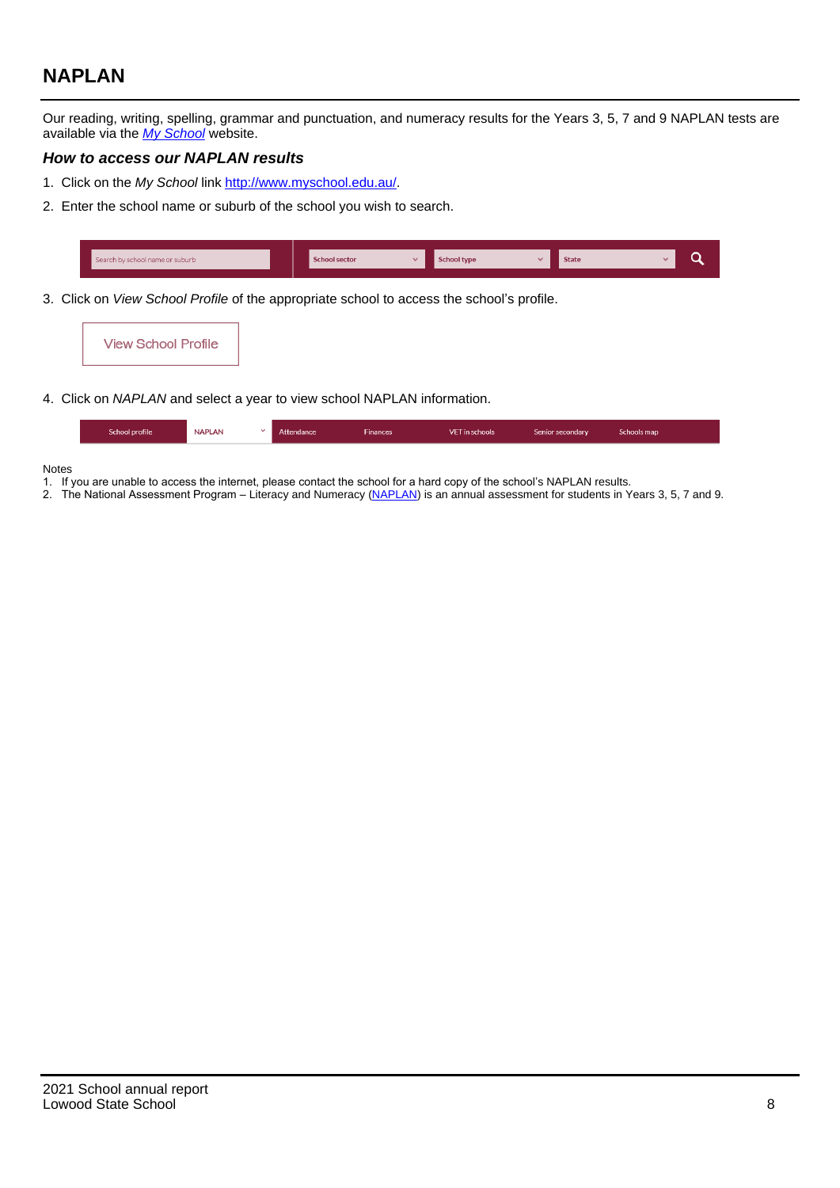## NAPLAN

Our reading, writing, spelling, grammar and punctuation, and numeracy results for the Years 3, 5, 7 and 9 NAPLAN tests are available via the *My School* website.

### *How to access our NAPLAN results*

1. Click on the *My School* link http://www.myschool.edu.au/.
2. Enter the school name or suburb of the school you wish to search.

Search by school name or suburb | School sector | School type | State

3. Click on *View School Profile* of the appropriate school to access the school's profile.

View School Profile

4. Click on *NAPLAN* and select a year to view school NAPLAN information.

School profile | NAPLAN | Attendance | Finances | VET in schools | Senior secondary | Schools map

Notes
1. If you are unable to access the internet, please contact the school for a hard copy of the school's NAPLAN results.
2. The National Assessment Program – Literacy and Numeracy (NAPLAN) is an annual assessment for students in Years 3, 5, 7 and 9.